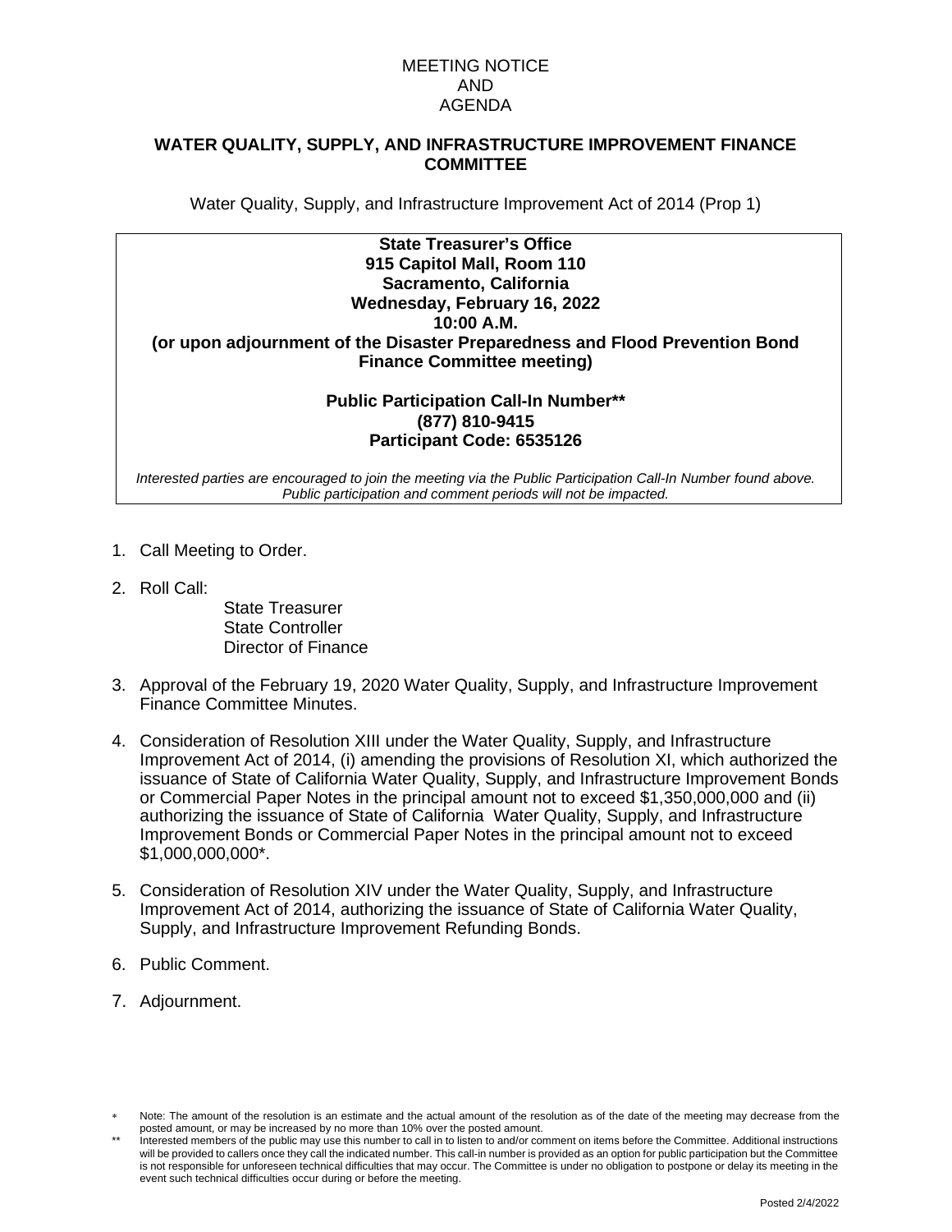MEETING NOTICE
AND
AGENDA

## WATER QUALITY, SUPPLY, AND INFRASTRUCTURE IMPROVEMENT FINANCE COMMITTEE

Water Quality, Supply, and Infrastructure Improvement Act of 2014 (Prop 1)

**State Treasurer's Office**
**915 Capitol Mall, Room 110**
**Sacramento, California**
**Wednesday, February 16, 2022**
**10:00 A.M.**
**(or upon adjournment of the Disaster Preparedness and Flood Prevention Bond Finance Committee meeting)**

**Public Participation Call-In Number****
**(877) 810-9415**
**Participant Code: 6535126**

*Interested parties are encouraged to join the meeting via the Public Participation Call-In Number found above. Public participation and comment periods will not be impacted.*

1. Call Meeting to Order.
2. Roll Call:
   - State Treasurer
   - State Controller
   - Director of Finance
3. Approval of the February 19, 2020 Water Quality, Supply, and Infrastructure Improvement Finance Committee Minutes.
4. Consideration of Resolution XIII under the Water Quality, Supply, and Infrastructure Improvement Act of 2014, (i) amending the provisions of Resolution XI, which authorized the issuance of State of California Water Quality, Supply, and Infrastructure Improvement Bonds or Commercial Paper Notes in the principal amount not to exceed $1,350,000,000 and (ii) authorizing the issuance of State of California Water Quality, Supply, and Infrastructure Improvement Bonds or Commercial Paper Notes in the principal amount not to exceed $1,000,000,000*.
5. Consideration of Resolution XIV under the Water Quality, Supply, and Infrastructure Improvement Act of 2014, authorizing the issuance of State of California Water Quality, Supply, and Infrastructure Improvement Refunding Bonds.
6. Public Comment.
7. Adjournment.

* Note: The amount of the resolution is an estimate and the actual amount of the resolution as of the date of the meeting may decrease from the posted amount, or may be increased by no more than 10% over the posted amount.

** Interested members of the public may use this number to call in to listen to and/or comment on items before the Committee. Additional instructions will be provided to callers once they call the indicated number. This call-in number is provided as an option for public participation but the Committee is not responsible for unforeseen technical difficulties that may occur. The Committee is under no obligation to postpone or delay its meeting in the event such technical difficulties occur during or before the meeting.

Posted 2/4/2022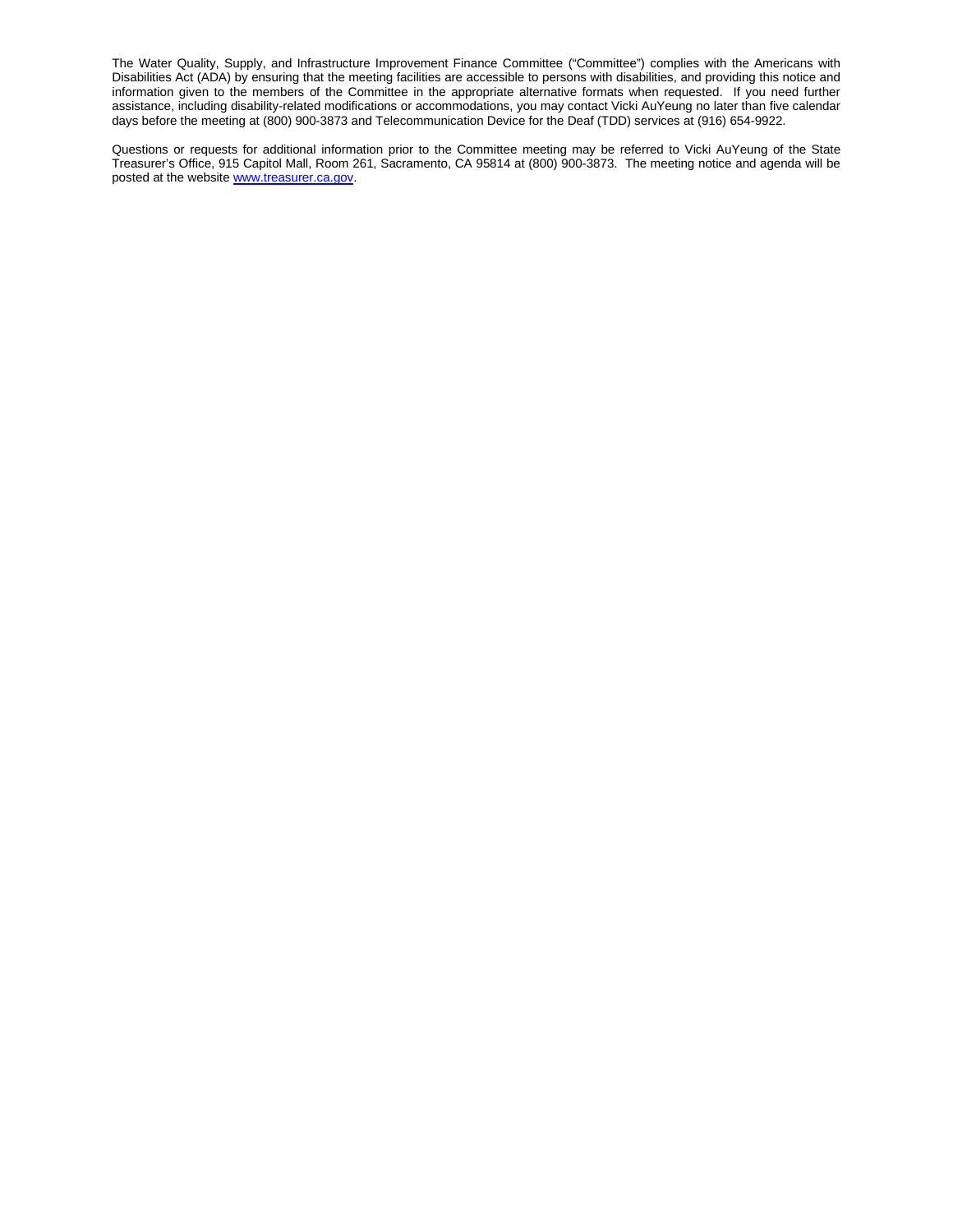The Water Quality, Supply, and Infrastructure Improvement Finance Committee ("Committee") complies with the Americans with Disabilities Act (ADA) by ensuring that the meeting facilities are accessible to persons with disabilities, and providing this notice and information given to the members of the Committee in the appropriate alternative formats when requested. If you need further assistance, including disability-related modifications or accommodations, you may contact Vicki AuYeung no later than five calendar days before the meeting at (800) 900-3873 and Telecommunication Device for the Deaf (TDD) services at (916) 654-9922.

Questions or requests for additional information prior to the Committee meeting may be referred to Vicki AuYeung of the State Treasurer's Office, 915 Capitol Mall, Room 261, Sacramento, CA 95814 at (800) 900-3873. The meeting notice and agenda will be posted at the website [www.treasurer.ca.gov](http://www.treasurer.ca.gov).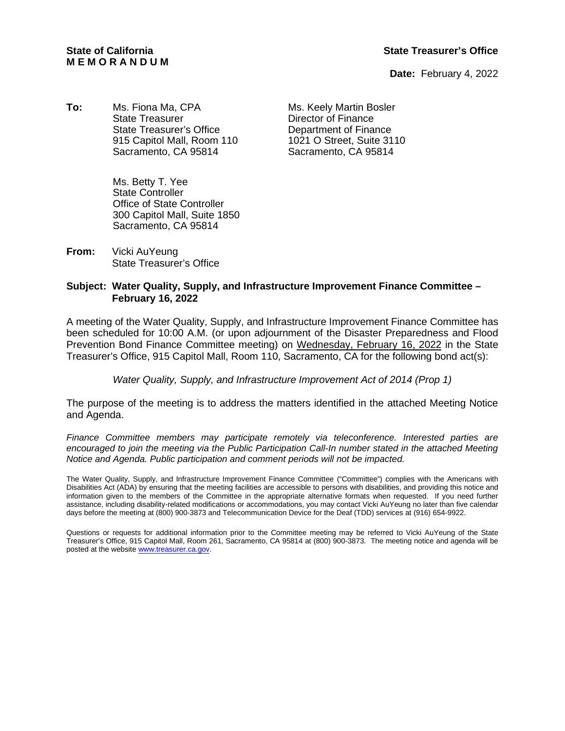**State of California** **State Treasurer's Office**
**M E M O R A N D U M**

**Date:** February 4, 2022

**To:** Ms. Fiona Ma, CPA
State Treasurer
State Treasurer's Office
915 Capitol Mall, Room 110
Sacramento, CA 95814

Ms. Keely Martin Bosler
Director of Finance
Department of Finance
1021 O Street, Suite 3110
Sacramento, CA 95814

Ms. Betty T. Yee
State Controller
Office of State Controller
300 Capitol Mall, Suite 1850
Sacramento, CA 95814

**From:** Vicki AuYeung
State Treasurer's Office

**Subject: Water Quality, Supply, and Infrastructure Improvement Finance Committee – February 16, 2022**

A meeting of the Water Quality, Supply, and Infrastructure Improvement Finance Committee has been scheduled for 10:00 A.M. (or upon adjournment of the Disaster Preparedness and Flood Prevention Bond Finance Committee meeting) on Wednesday, February 16, 2022 in the State Treasurer's Office, 915 Capitol Mall, Room 110, Sacramento, CA for the following bond act(s):

*Water Quality, Supply, and Infrastructure Improvement Act of 2014 (Prop 1)*

The purpose of the meeting is to address the matters identified in the attached Meeting Notice and Agenda.

*Finance Committee members may participate remotely via teleconference. Interested parties are encouraged to join the meeting via the Public Participation Call-In number stated in the attached Meeting Notice and Agenda. Public participation and comment periods will not be impacted.*

The Water Quality, Supply, and Infrastructure Improvement Finance Committee ("Committee") complies with the Americans with Disabilities Act (ADA) by ensuring that the meeting facilities are accessible to persons with disabilities, and providing this notice and information given to the members of the Committee in the appropriate alternative formats when requested. If you need further assistance, including disability-related modifications or accommodations, you may contact Vicki AuYeung no later than five calendar days before the meeting at (800) 900-3873 and Telecommunication Device for the Deaf (TDD) services at (916) 654-9922.

Questions or requests for additional information prior to the Committee meeting may be referred to Vicki AuYeung of the State Treasurer's Office, 915 Capitol Mall, Room 261, Sacramento, CA 95814 at (800) 900-3873. The meeting notice and agenda will be posted at the website www.treasurer.ca.gov.